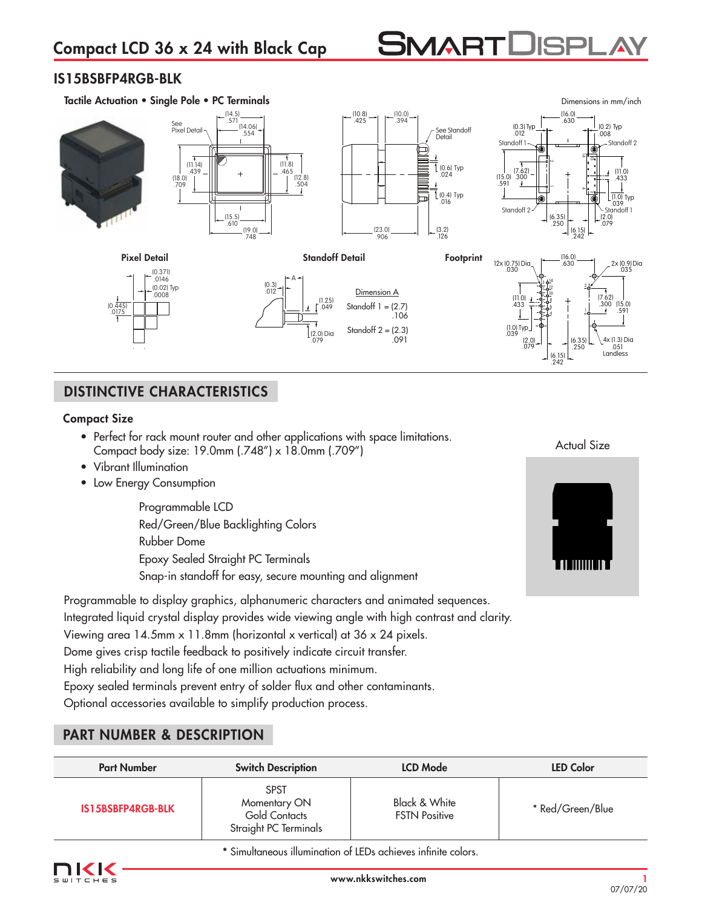# Compact LCD 36 x 24 with Black Cap

## IS15BSBFP4RGB-BLK

**Tactile Actuation • Single Pole • PC Terminals**

Dimensions in mm/inch

Pixel Detail

Standoff Detail

Dimension A

Standoff 1 = (2.7) .106

Standoff 2 = (2.3) .091

Footprint

## DISTINCTIVE CHARACTERISTICS

### Compact Size

- Perfect for rack mount router and other applications with space limitations. Compact body size: 19.0mm (.748") x 18.0mm (.709")
- Vibrant Illumination
- Low Energy Consumption

Programmable LCD
Red/Green/Blue Backlighting Colors
Rubber Dome
Epoxy Sealed Straight PC Terminals
Snap-in standoff for easy, secure mounting and alignment

Actual Size

Programmable to display graphics, alphanumeric characters and animated sequences.
Integrated liquid crystal display provides wide viewing angle with high contrast and clarity.
Viewing area 14.5mm x 11.8mm (horizontal x vertical) at 36 x 24 pixels.
Dome gives crisp tactile feedback to positively indicate circuit transfer.
High reliability and long life of one million actuations minimum.
Epoxy sealed terminals prevent entry of solder flux and other contaminants.
Optional accessories available to simplify production process.

## PART NUMBER & DESCRIPTION

| Part Number | Switch Description | LCD Mode | LED Color |
|---|---|---|---|
| IS15BSBFP4RGB-BLK | SPST Momentary ON Gold Contacts Straight PC Terminals | Black & White FSTN Positive | * Red/Green/Blue |

* Simultaneous illumination of LEDs achieves infinite colors.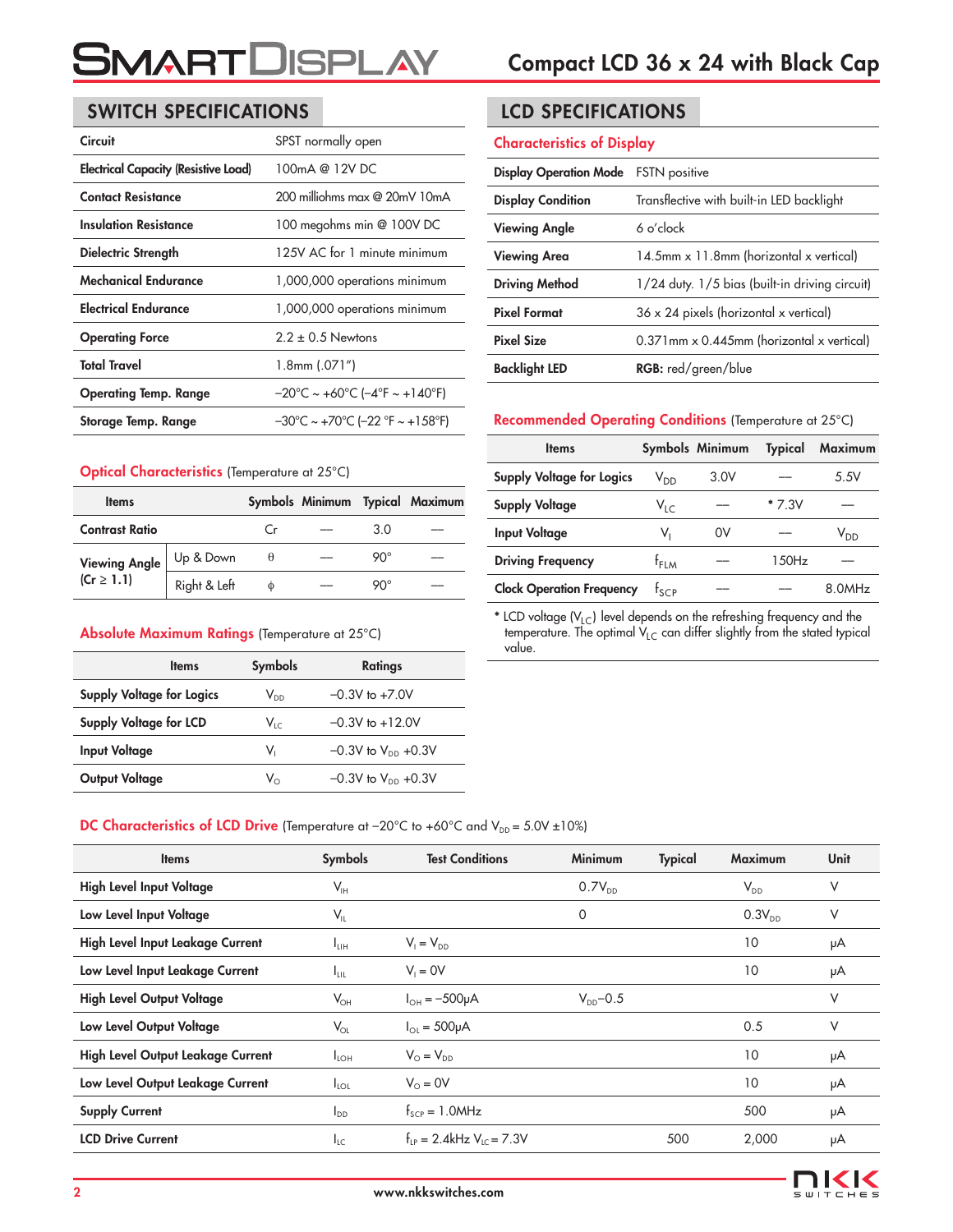## SWITCH SPECIFICATIONS

| | |
|---|---|
| Circuit | SPST normally open |
| Electrical Capacity (Resistive Load) | 100mA @ 12V DC |
| Contact Resistance | 200 milliohms max @ 20mV 10mA |
| Insulation Resistance | 100 megohms min @ 100V DC |
| Dielectric Strength | 125V AC for 1 minute minimum |
| Mechanical Endurance | 1,000,000 operations minimum |
| Electrical Endurance | 1,000,000 operations minimum |
| Operating Force | 2.2 ± 0.5 Newtons |
| Total Travel | 1.8mm (.071″) |
| Operating Temp. Range | −20°C ~ +60°C (−4°F ~ +140°F) |
| Storage Temp. Range | −30°C ~ +70°C (−22 °F ~ +158°F) |

### Optical Characteristics (Temperature at 25°C)

| Items | | Symbols | Minimum | Typical | Maximum |
|---|---|---|---|---|---|
| Contrast Ratio | | Cr | — | 3.0 | — |
| Viewing Angle ($Cr \geq 1.1$) | Up & Down | $\theta$ | — | 90° | — |
| | Right & Left | $\phi$ | — | 90° | — |

### Absolute Maximum Ratings (Temperature at 25°C)

| Items | Symbols | Ratings |
|---|---|---|
| Supply Voltage for Logics | $V_{DD}$ | −0.3V to +7.0V |
| Supply Voltage for LCD | $V_{LC}$ | −0.3V to +12.0V |
| Input Voltage | $V_I$ | −0.3V to $V_{DD}$ +0.3V |
| Output Voltage | $V_O$ | −0.3V to $V_{DD}$ +0.3V |

## LCD SPECIFICATIONS

### Characteristics of Display

| | |
|---|---|
| Display Operation Mode | FSTN positive |
| Display Condition | Transflective with built-in LED backlight |
| Viewing Angle | 6 o'clock |
| Viewing Area | 14.5mm x 11.8mm (horizontal x vertical) |
| Driving Method | 1/24 duty. 1/5 bias (built-in driving circuit) |
| Pixel Format | 36 x 24 pixels (horizontal x vertical) |
| Pixel Size | 0.371mm x 0.445mm (horizontal x vertical) |
| Backlight LED | **RGB:** red/green/blue |

### Recommended Operating Conditions (Temperature at 25°C)

| Items | Symbols | Minimum | Typical | Maximum |
|---|---|---|---|---|
| Supply Voltage for Logics | $V_{DD}$ | 3.0V | — | 5.5V |
| Supply Voltage | $V_{LC}$ | — | * 7.3V | — |
| Input Voltage | $V_I$ | 0V | — | $V_{DD}$ |
| Driving Frequency | $f_{FLM}$ | — | 150Hz | — |
| Clock Operation Frequency | $f_{SCP}$ | — | — | 8.0MHz |

* LCD voltage ($V_{LC}$) level depends on the refreshing frequency and the temperature. The optimal $V_{LC}$ can differ slightly from the stated typical value.

### DC Characteristics of LCD Drive (Temperature at −20°C to +60°C and $V_{DD}$ = 5.0V ±10%)

| Items | Symbols | Test Conditions | Minimum | Typical | Maximum | Unit |
|---|---|---|---|---|---|---|
| High Level Input Voltage | $V_{IH}$ | | $0.7V_{DD}$ | | $V_{DD}$ | V |
| Low Level Input Voltage | $V_{IL}$ | | 0 | | $0.3V_{DD}$ | V |
| High Level Input Leakage Current | $I_{LIH}$ | $V_I = V_{DD}$ | | | 10 | µA |
| Low Level Input Leakage Current | $I_{LIL}$ | $V_I = 0V$ | | | 10 | µA |
| High Level Output Voltage | $V_{OH}$ | $I_{OH} = -500µA$ | $V_{DD}-0.5$ | | | V |
| Low Level Output Voltage | $V_{OL}$ | $I_{OL} = 500µA$ | | | 0.5 | V |
| High Level Output Leakage Current | $I_{LOH}$ | $V_O = V_{DD}$ | | | 10 | µA |
| Low Level Output Leakage Current | $I_{LOL}$ | $V_O = 0V$ | | | 10 | µA |
| Supply Current | $I_{DD}$ | $f_{SCP} = 1.0MHz$ | | | 500 | µA |
| LCD Drive Current | $I_{LC}$ | $f_{LP} = 2.4kHz$ $V_{LC} = 7.3V$ | | 500 | 2,000 | µA |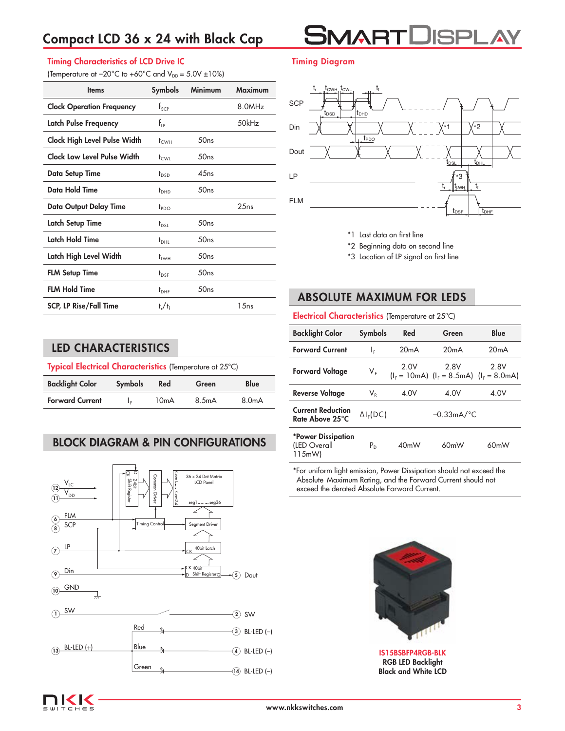# Compact LCD 36 x 24 with Black Cap

## Timing Characteristics of LCD Drive IC

(Temperature at −20°C to +60°C and $V_{DD}$ = 5.0V ±10%)

| Items | Symbols | Minimum | Maximum |
|---|---|---|---|
| Clock Operation Frequency | $f_{SCP}$ | | 8.0MHz |
| Latch Pulse Frequency | $f_{LP}$ | | 50kHz |
| Clock High Level Pulse Width | $t_{CWH}$ | 50ns | |
| Clock Low Level Pulse Width | $t_{CWL}$ | 50ns | |
| Data Setup Time | $t_{DSD}$ | 45ns | |
| Data Hold Time | $t_{DHD}$ | 50ns | |
| Data Output Delay Time | $t_{PDO}$ | | 25ns |
| Latch Setup Time | $t_{DSL}$ | 50ns | |
| Latch Hold Time | $t_{DHL}$ | 50ns | |
| Latch High Level Width | $t_{LWH}$ | 50ns | |
| FLM Setup Time | $t_{DSF}$ | 50ns | |
| FLM Hold Time | $t_{DHF}$ | 50ns | |
| SCP, LP Rise/Fall Time | $t_r/t_f$ | | 15ns |

## Timing Diagram

*1 Last data on first line
*2 Beginning data on second line
*3 Location of LP signal on first line

## LED CHARACTERISTICS

**Typical Electrical Characteristics** (Temperature at 25°C)

| Backlight Color | Symbols | Red | Green | Blue |
|---|---|---|---|---|
| Forward Current | $I_F$ | 10mA | 8.5mA | 8.0mA |

## BLOCK DIAGRAM & PIN CONFIGURATIONS

(12) $V_{LC}$, (11) $V_{DD}$, (6) FLM, (8) SCP, (7) LP, (9) Din, (10) GND, (1) SW, (13) BL-LED (+), (5) Dout, (2) SW, (3) BL-LED (−) Red, (4) BL-LED (−) Blue, (14) BL-LED (−) Green

Blocks: 24bit Shift Register, Common Driver (Com1 ... Com24), 36 x 24 Dot Matrix LCD Panel (seg1 ... seg36), Timing Control, Segment Driver, 40bit Latch, 40bit Shift Register

## ABSOLUTE MAXIMUM FOR LEDS

**Electrical Characteristics** (Temperature at 25°C)

| Backlight Color | Symbols | Red | Green | Blue |
|---|---|---|---|---|
| Forward Current | $I_F$ | 20mA | 20mA | 20mA |
| Forward Voltage | $V_F$ | 2.0V ($I_F$ = 10mA) | 2.8V ($I_F$ = 8.5mA) | 2.8V ($I_F$ = 8.0mA) |
| Reverse Voltage | $V_R$ | 4.0V | 4.0V | 4.0V |
| Current Reduction Rate Above 25°C | $\Delta I_F$(DC) | | −0.33mA/°C | |
| *Power Dissipation (LED Overall 115mW) | $P_D$ | 40mW | 60mW | 60mW |

*For uniform light emission, Power Dissipation should not exceed the Absolute Maximum Rating, and the Forward Current should not exceed the derated Absolute Forward Current.

**IS15BSBFP4RGB-BLK**
RGB LED Backlight
Black and White LCD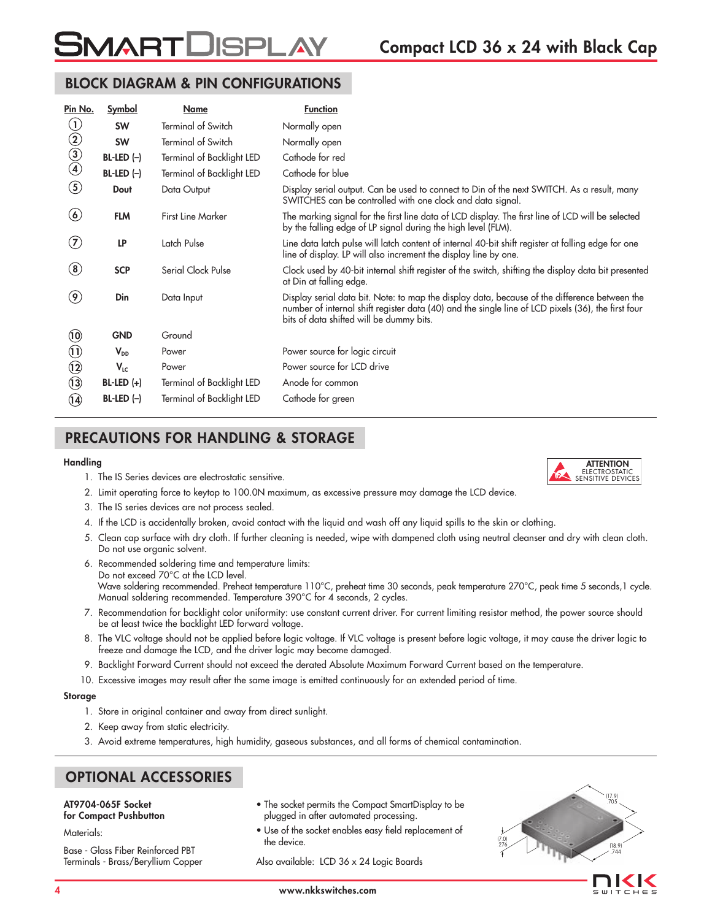## BLOCK DIAGRAM & PIN CONFIGURATIONS

| Pin No. | Symbol | Name | Function |
|---|---|---|---|
| 1 | SW | Terminal of Switch | Normally open |
| 2 | SW | Terminal of Switch | Normally open |
| 3 | BL-LED (–) | Terminal of Backlight LED | Cathode for red |
| 4 | BL-LED (–) | Terminal of Backlight LED | Cathode for blue |
| 5 | Dout | Data Output | Display serial output. Can be used to connect to Din of the next SWITCH. As a result, many SWITCHES can be controlled with one clock and data signal. |
| 6 | FLM | First Line Marker | The marking signal for the first line data of LCD display. The first line of LCD will be selected by the falling edge of LP signal during the high level (FLM). |
| 7 | LP | Latch Pulse | Line data latch pulse will latch content of internal 40-bit shift register at falling edge for one line of display. LP will also increment the display line by one. |
| 8 | SCP | Serial Clock Pulse | Clock used by 40-bit internal shift register of the switch, shifting the display data bit presented at Din at falling edge. |
| 9 | Din | Data Input | Display serial data bit. Note: to map the display data, because of the difference between the number of internal shift register data (40) and the single line of LCD pixels (36), the first four bits of data shifted will be dummy bits. |
| 10 | GND | Ground | |
| 11 | $V_{DD}$ | Power | Power source for logic circuit |
| 12 | $V_{LC}$ | Power | Power source for LCD drive |
| 13 | BL-LED (+) | Terminal of Backlight LED | Anode for common |
| 14 | BL-LED (–) | Terminal of Backlight LED | Cathode for green |

## PRECAUTIONS FOR HANDLING & STORAGE

**ATTENTION** ELECTROSTATIC SENSITIVE DEVICES

### Handling

1. The IS Series devices are electrostatic sensitive.
2. Limit operating force to keytop to 100.0N maximum, as excessive pressure may damage the LCD device.
3. The IS series devices are not process sealed.
4. If the LCD is accidentally broken, avoid contact with the liquid and wash off any liquid spills to the skin or clothing.
5. Clean cap surface with dry cloth. If further cleaning is needed, wipe with dampened cloth using neutral cleanser and dry with clean cloth. Do not use organic solvent.
6. Recommended soldering time and temperature limits:
   Do not exceed 70°C at the LCD level.
   Wave soldering recommended. Preheat temperature 110°C, preheat time 30 seconds, peak temperature 270°C, peak time 5 seconds,1 cycle.
   Manual soldering recommended. Temperature 390°C for 4 seconds, 2 cycles.
7. Recommendation for backlight color uniformity: use constant current driver. For current limiting resistor method, the power source should be at least twice the backlight LED forward voltage.
8. The VLC voltage should not be applied before logic voltage. If VLC voltage is present before logic voltage, it may cause the driver logic to freeze and damage the LCD, and the driver logic may become damaged.
9. Backlight Forward Current should not exceed the derated Absolute Maximum Forward Current based on the temperature.
10. Excessive images may result after the same image is emitted continuously for an extended period of time.

### Storage

1. Store in original container and away from direct sunlight.
2. Keep away from static electricity.
3. Avoid extreme temperatures, high humidity, gaseous substances, and all forms of chemical contamination.

## OPTIONAL ACCESSORIES

**AT9704-065F Socket for Compact Pushbutton**

Materials:

Base - Glass Fiber Reinforced PBT
Terminals - Brass/Beryllium Copper

- The socket permits the Compact SmartDisplay to be plugged in after automated processing.
- Use of the socket enables easy field replacement of the device.

Also available: LCD 36 x 24 Logic Boards

(17.9) .705
(7.0) .276
(18.9) .744